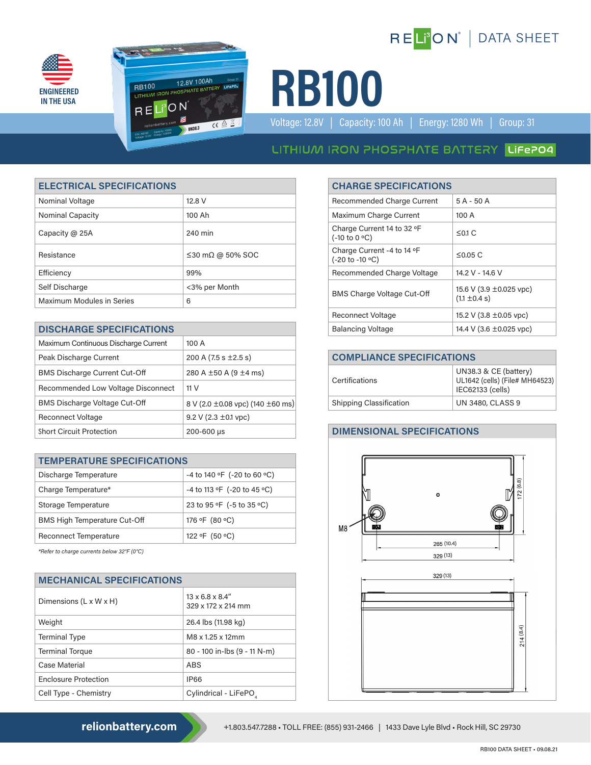RELiON | DATA SHEET

ENGINEERED IN THE USA

# RB100

Voltage: 12.8V | Capacity: 100 Ah | Energy: 1280 Wh | Group: 31

LITHIUM IRON PHOSPHATE BATTERY LiFePO4

## ELECTRICAL SPECIFICATIONS

| ELECTRICAL SPECIFICATIONS | |
|---|---|
| Nominal Voltage | 12.8 V |
| Nominal Capacity | 100 Ah |
| Capacity @ 25A | 240 min |
| Resistance | ≤30 mΩ @ 50% SOC |
| Efficiency | 99% |
| Self Discharge | <3% per Month |
| Maximum Modules in Series | 6 |

## DISCHARGE SPECIFICATIONS

| DISCHARGE SPECIFICATIONS | |
|---|---|
| Maximum Continuous Discharge Current | 100 A |
| Peak Discharge Current | 200 A (7.5 s ±2.5 s) |
| BMS Discharge Current Cut-Off | 280 A ±50 A (9 ±4 ms) |
| Recommended Low Voltage Disconnect | 11 V |
| BMS Discharge Voltage Cut-Off | 8 V (2.0 ±0.08 vpc) (140 ±60 ms) |
| Reconnect Voltage | 9.2 V (2.3 ±0.1 vpc) |
| Short Circuit Protection | 200-600 µs |

## TEMPERATURE SPECIFICATIONS

| TEMPERATURE SPECIFICATIONS | |
|---|---|
| Discharge Temperature | -4 to 140 °F (-20 to 60 °C) |
| Charge Temperature* | -4 to 113 °F (-20 to 45 °C) |
| Storage Temperature | 23 to 95 °F (-5 to 35 °C) |
| BMS High Temperature Cut-Off | 176 °F (80 °C) |
| Reconnect Temperature | 122 °F (50 °C) |

*Refer to charge currents below 32°F (0°C)*

## MECHANICAL SPECIFICATIONS

| MECHANICAL SPECIFICATIONS | |
|---|---|
| Dimensions (L x W x H) | 13 x 6.8 x 8.4"<br>329 x 172 x 214 mm |
| Weight | 26.4 lbs (11.98 kg) |
| Terminal Type | M8 x 1.25 x 12mm |
| Terminal Torque | 80 - 100 in-lbs (9 - 11 N-m) |
| Case Material | ABS |
| Enclosure Protection | IP66 |
| Cell Type - Chemistry | Cylindrical - $LiFePO_4$ |

## CHARGE SPECIFICATIONS

| CHARGE SPECIFICATIONS | |
|---|---|
| Recommended Charge Current | 5 A - 50 A |
| Maximum Charge Current | 100 A |
| Charge Current 14 to 32 °F (-10 to 0 °C) | ≤0.1 C |
| Charge Current -4 to 14 °F (-20 to -10 °C) | ≤0.05 C |
| Recommended Charge Voltage | 14.2 V - 14.6 V |
| BMS Charge Voltage Cut-Off | 15.6 V (3.9 ±0.025 vpc) (1.1 ±0.4 s) |
| Reconnect Voltage | 15.2 V (3.8 ±0.05 vpc) |
| Balancing Voltage | 14.4 V (3.6 ±0.025 vpc) |

## COMPLIANCE SPECIFICATIONS

| COMPLIANCE SPECIFICATIONS | |
|---|---|
| Certifications | UN38.3 & CE (battery)<br>UL1642 (cells) (File# MH64523)<br>IEC62133 (cells) |
| Shipping Classification | UN 3480, CLASS 9 |

## DIMENSIONAL SPECIFICATIONS

M8

265 (10.4)

329 (13)

172 (6.8)

329 (13)

214 (8.4)

**relionbattery.com**

+1.803.547.7288 • TOLL FREE: (855) 931-2466 | 1433 Dave Lyle Blvd • Rock Hill, SC 29730

RB100 DATA SHEET • 09.08.21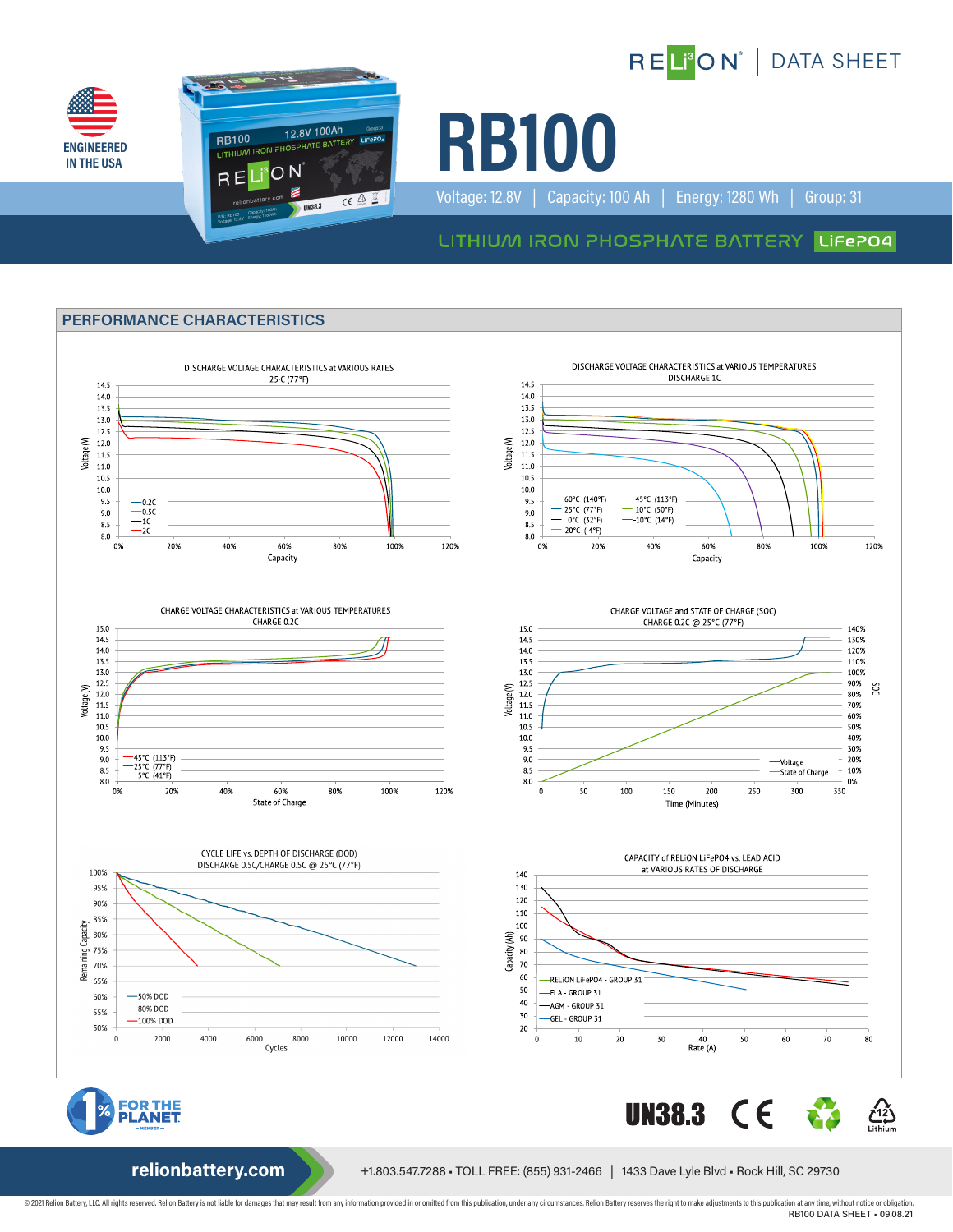RELiON | DATA SHEET

ENGINEERED IN THE USA

# RB100

Voltage: 12.8V | Capacity: 100 Ah | Energy: 1280 Wh | Group: 31

LITHIUM IRON PHOSPHATE BATTERY LiFePO4

## PERFORMANCE CHARACTERISTICS

DISCHARGE VOLTAGE CHARACTERISTICS at VARIOUS RATES
25°C (77°F)

Voltage (V)
Capacity
0.2C
0.5C
1C
2C

DISCHARGE VOLTAGE CHARACTERISTICS at VARIOUS TEMPERATURES
DISCHARGE 1C

Voltage (V)
Capacity
60°C (140°F)
45°C (113°F)
25°C (77°F)
10°C (50°F)
0°C (32°F)
-10°C (14°F)
-20°C (-4°F)

CHARGE VOLTAGE CHARACTERISTICS at VARIOUS TEMPERATURES
CHARGE 0.2C

Voltage (V)
State of Charge
45°C (113°F)
25°C (77°F)
5°C (41°F)

CHARGE VOLTAGE and STATE OF CHARGE (SOC)
CHARGE 0.2C @ 25°C (77°F)

Voltage (V)
SOC
Time (Minutes)
Voltage
State of Charge

CYCLE LIFE vs. DEPTH OF DISCHARGE (DOD)
DISCHARGE 0.5C/CHARGE 0.5C @ 25°C (77°F)

Remaining Capacity
Cycles
50% DOD
80% DOD
100% DOD

CAPACITY of RELiON LiFePO4 vs. LEAD ACID
at VARIOUS RATES OF DISCHARGE

Capacity (Ah)
Rate (A)
RELiON LiFePO4 - GROUP 31
FLA - GROUP 31
AGM - GROUP 31
GEL - GROUP 31

FOR THE PLANET — MEMBER —

UN38.3 CE

12 Lithium

relionbattery.com

+1.803.547.7288 • TOLL FREE: (855) 931-2466 | 1433 Dave Lyle Blvd • Rock Hill, SC 29730

© 2021 Relion Battery, LLC. All rights reserved. Relion Battery is not liable for damages that may result from any information provided in or omitted from this publication, under any circumstances. Relion Battery reserves the right to make adjustments to this publication at any time, without notice or obligation.

RB100 DATA SHEET • 09.08.21